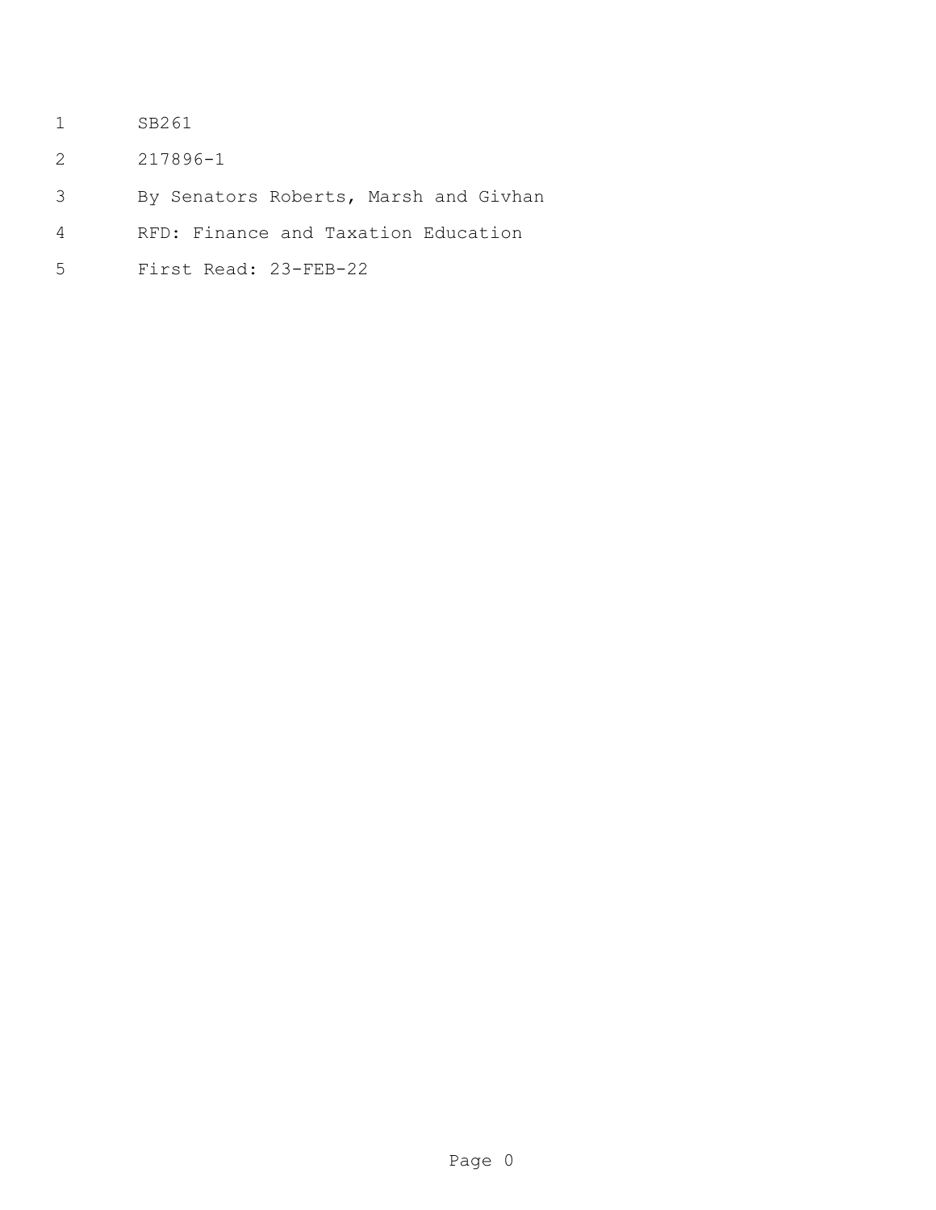SB261

217896-1

By Senators Roberts, Marsh and Givhan

RFD: Finance and Taxation Education

First Read: 23-FEB-22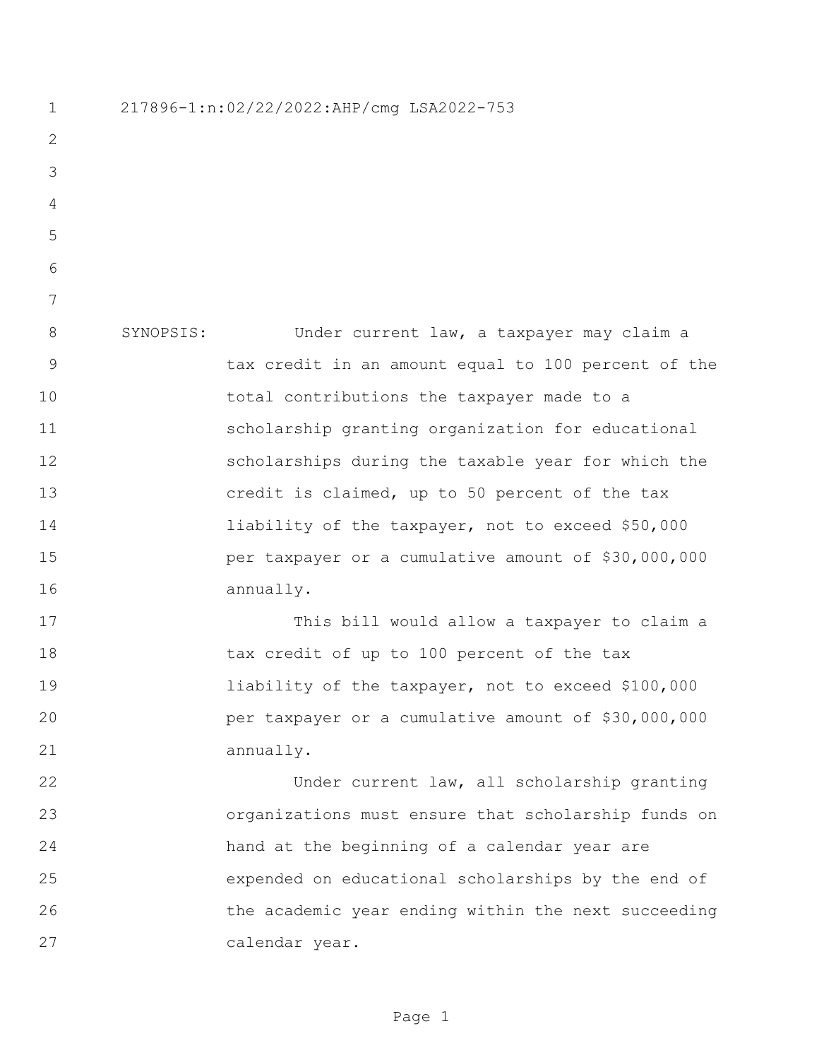217896-1:n:02/22/2022:AHP/cmg LSA2022-753

SYNOPSIS: Under current law, a taxpayer may claim a tax credit in an amount equal to 100 percent of the total contributions the taxpayer made to a scholarship granting organization for educational scholarships during the taxable year for which the credit is claimed, up to 50 percent of the tax liability of the taxpayer, not to exceed $50,000 per taxpayer or a cumulative amount of $30,000,000 annually.

This bill would allow a taxpayer to claim a tax credit of up to 100 percent of the tax liability of the taxpayer, not to exceed $100,000 per taxpayer or a cumulative amount of $30,000,000 annually.

Under current law, all scholarship granting organizations must ensure that scholarship funds on hand at the beginning of a calendar year are expended on educational scholarships by the end of the academic year ending within the next succeeding calendar year.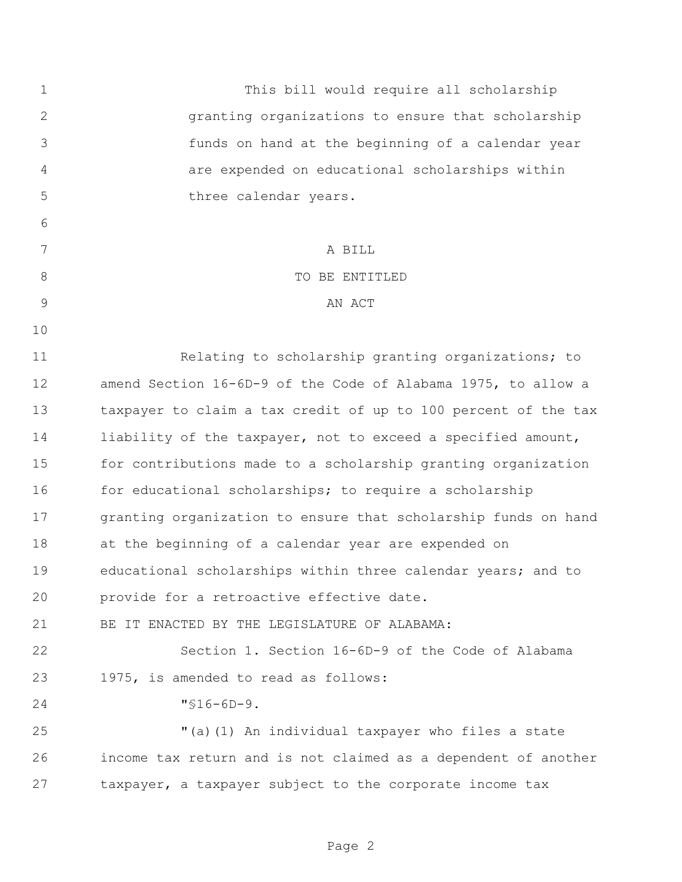This bill would require all scholarship granting organizations to ensure that scholarship funds on hand at the beginning of a calendar year are expended on educational scholarships within three calendar years.

A BILL

TO BE ENTITLED

AN ACT

Relating to scholarship granting organizations; to amend Section 16-6D-9 of the Code of Alabama 1975, to allow a taxpayer to claim a tax credit of up to 100 percent of the tax liability of the taxpayer, not to exceed a specified amount, for contributions made to a scholarship granting organization for educational scholarships; to require a scholarship granting organization to ensure that scholarship funds on hand at the beginning of a calendar year are expended on educational scholarships within three calendar years; and to provide for a retroactive effective date.

BE IT ENACTED BY THE LEGISLATURE OF ALABAMA:

Section 1. Section 16-6D-9 of the Code of Alabama 1975, is amended to read as follows:

"§16-6D-9.

"(a)(1) An individual taxpayer who files a state income tax return and is not claimed as a dependent of another taxpayer, a taxpayer subject to the corporate income tax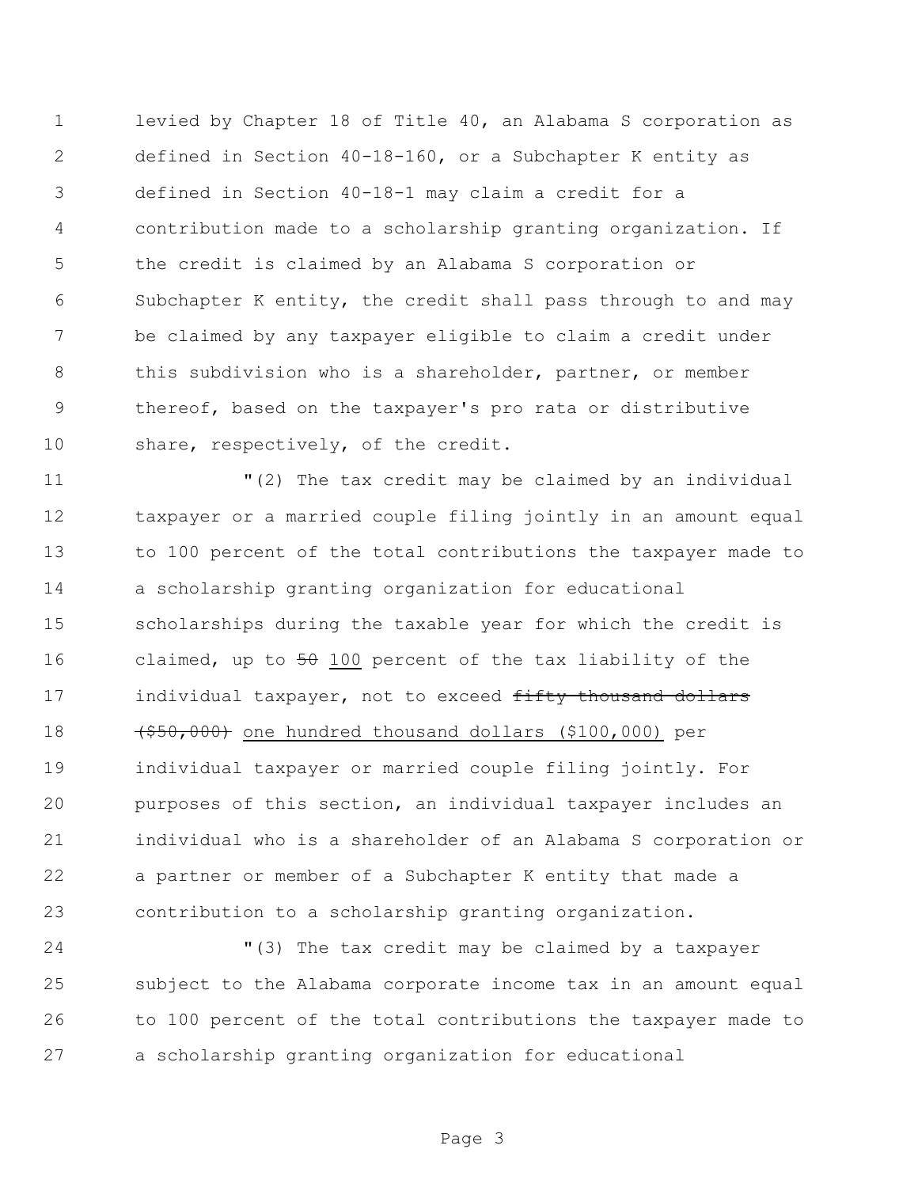levied by Chapter 18 of Title 40, an Alabama S corporation as defined in Section 40-18-160, or a Subchapter K entity as defined in Section 40-18-1 may claim a credit for a contribution made to a scholarship granting organization. If the credit is claimed by an Alabama S corporation or Subchapter K entity, the credit shall pass through to and may be claimed by any taxpayer eligible to claim a credit under this subdivision who is a shareholder, partner, or member thereof, based on the taxpayer's pro rata or distributive share, respectively, of the credit.

"(2) The tax credit may be claimed by an individual taxpayer or a married couple filing jointly in an amount equal to 100 percent of the total contributions the taxpayer made to a scholarship granting organization for educational scholarships during the taxable year for which the credit is claimed, up to ~~50~~ <u>100</u> percent of the tax liability of the individual taxpayer, not to exceed ~~fifty thousand dollars ($50,000)~~ <u>one hundred thousand dollars ($100,000)</u> per individual taxpayer or married couple filing jointly. For purposes of this section, an individual taxpayer includes an individual who is a shareholder of an Alabama S corporation or a partner or member of a Subchapter K entity that made a contribution to a scholarship granting organization.

"(3) The tax credit may be claimed by a taxpayer subject to the Alabama corporate income tax in an amount equal to 100 percent of the total contributions the taxpayer made to a scholarship granting organization for educational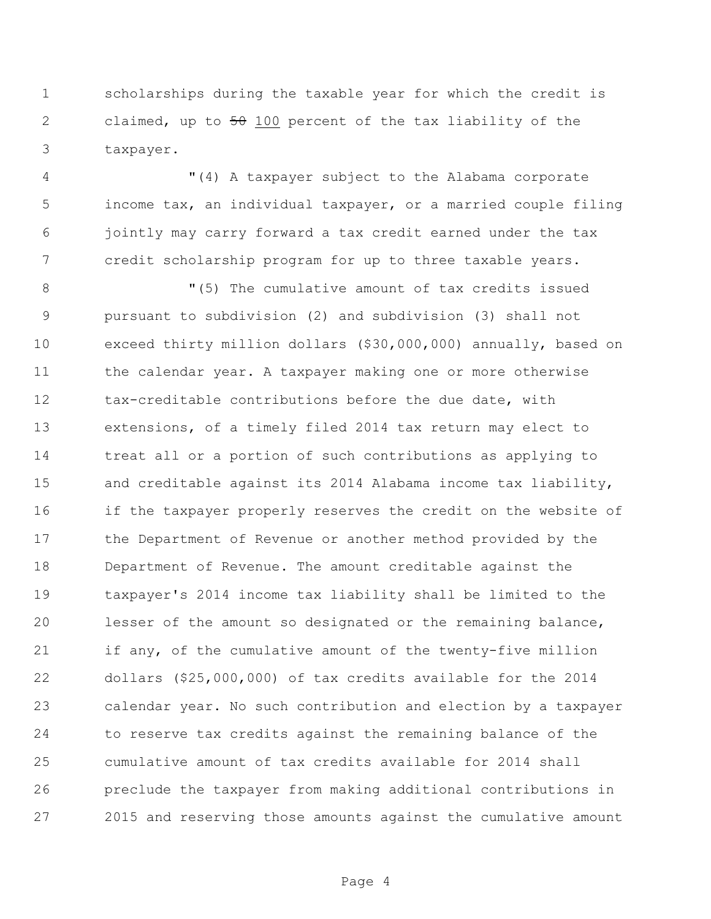scholarships during the taxable year for which the credit is claimed, up to ~~50~~ <u>100</u> percent of the tax liability of the taxpayer.

"(4) A taxpayer subject to the Alabama corporate income tax, an individual taxpayer, or a married couple filing jointly may carry forward a tax credit earned under the tax credit scholarship program for up to three taxable years.

"(5) The cumulative amount of tax credits issued pursuant to subdivision (2) and subdivision (3) shall not exceed thirty million dollars ($30,000,000) annually, based on the calendar year. A taxpayer making one or more otherwise tax-creditable contributions before the due date, with extensions, of a timely filed 2014 tax return may elect to treat all or a portion of such contributions as applying to and creditable against its 2014 Alabama income tax liability, if the taxpayer properly reserves the credit on the website of the Department of Revenue or another method provided by the Department of Revenue. The amount creditable against the taxpayer's 2014 income tax liability shall be limited to the lesser of the amount so designated or the remaining balance, if any, of the cumulative amount of the twenty-five million dollars ($25,000,000) of tax credits available for the 2014 calendar year. No such contribution and election by a taxpayer to reserve tax credits against the remaining balance of the cumulative amount of tax credits available for 2014 shall preclude the taxpayer from making additional contributions in 2015 and reserving those amounts against the cumulative amount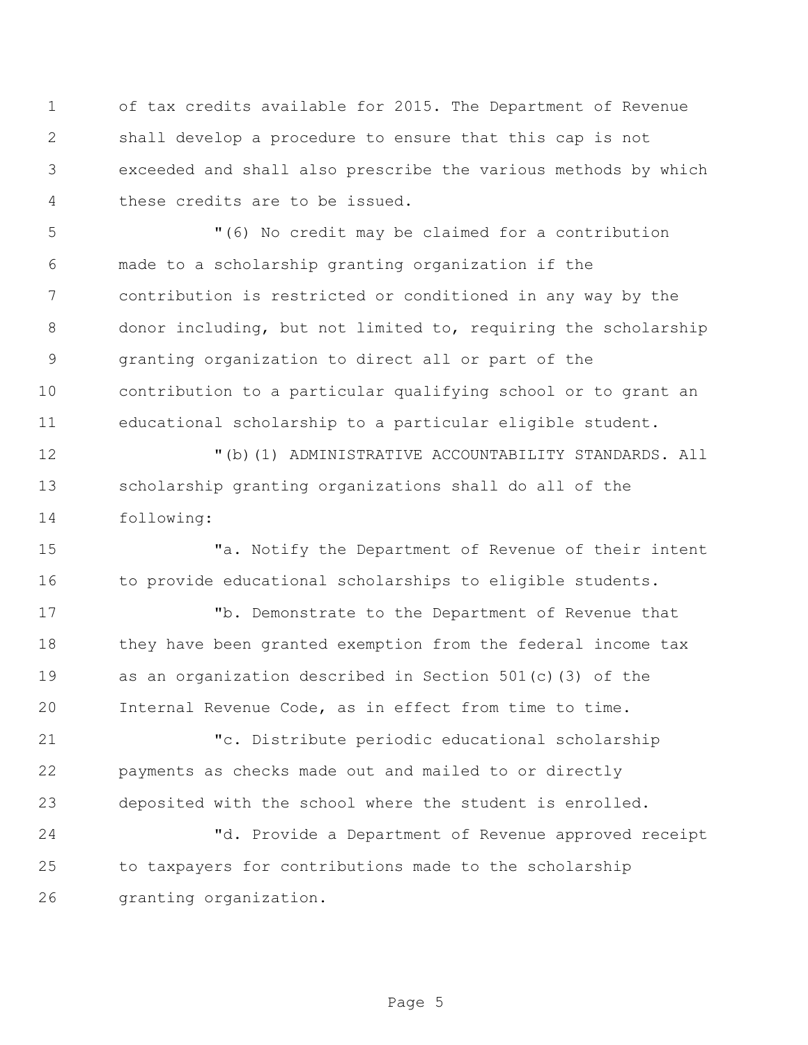of tax credits available for 2015. The Department of Revenue shall develop a procedure to ensure that this cap is not exceeded and shall also prescribe the various methods by which these credits are to be issued.

"(6) No credit may be claimed for a contribution made to a scholarship granting organization if the contribution is restricted or conditioned in any way by the donor including, but not limited to, requiring the scholarship granting organization to direct all or part of the contribution to a particular qualifying school or to grant an educational scholarship to a particular eligible student.

"(b)(1) ADMINISTRATIVE ACCOUNTABILITY STANDARDS. All scholarship granting organizations shall do all of the following:

"a. Notify the Department of Revenue of their intent to provide educational scholarships to eligible students.

"b. Demonstrate to the Department of Revenue that they have been granted exemption from the federal income tax as an organization described in Section 501(c)(3) of the Internal Revenue Code, as in effect from time to time.

"c. Distribute periodic educational scholarship payments as checks made out and mailed to or directly deposited with the school where the student is enrolled.

"d. Provide a Department of Revenue approved receipt to taxpayers for contributions made to the scholarship granting organization.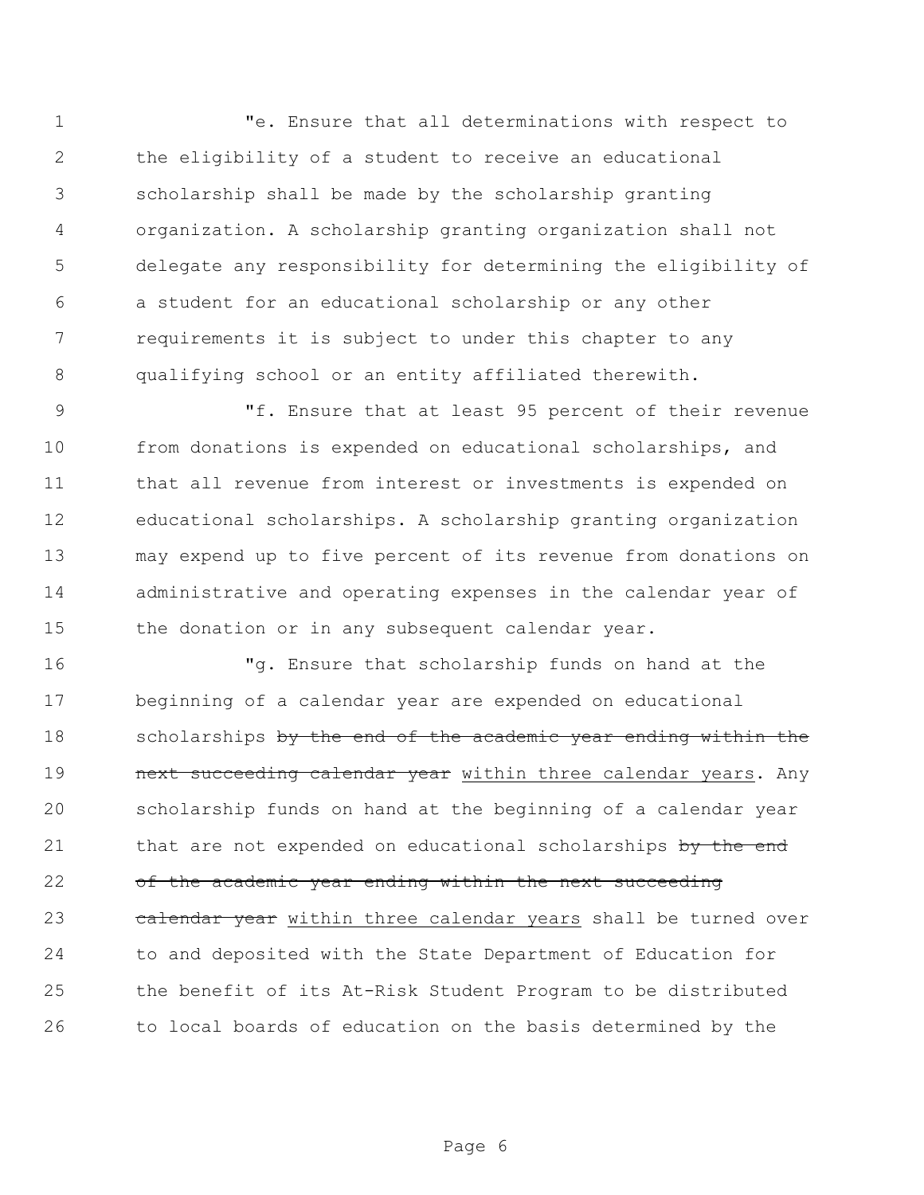"e. Ensure that all determinations with respect to the eligibility of a student to receive an educational scholarship shall be made by the scholarship granting organization. A scholarship granting organization shall not delegate any responsibility for determining the eligibility of a student for an educational scholarship or any other requirements it is subject to under this chapter to any qualifying school or an entity affiliated therewith.

"f. Ensure that at least 95 percent of their revenue from donations is expended on educational scholarships, and that all revenue from interest or investments is expended on educational scholarships. A scholarship granting organization may expend up to five percent of its revenue from donations on administrative and operating expenses in the calendar year of the donation or in any subsequent calendar year.

"g. Ensure that scholarship funds on hand at the beginning of a calendar year are expended on educational scholarships ~~by the end of the academic year ending within the next succeeding calendar year~~ <u>within three calendar years</u>. Any scholarship funds on hand at the beginning of a calendar year that are not expended on educational scholarships ~~by the end of the academic year ending within the next succeeding calendar year~~ <u>within three calendar years</u> shall be turned over to and deposited with the State Department of Education for the benefit of its At-Risk Student Program to be distributed to local boards of education on the basis determined by the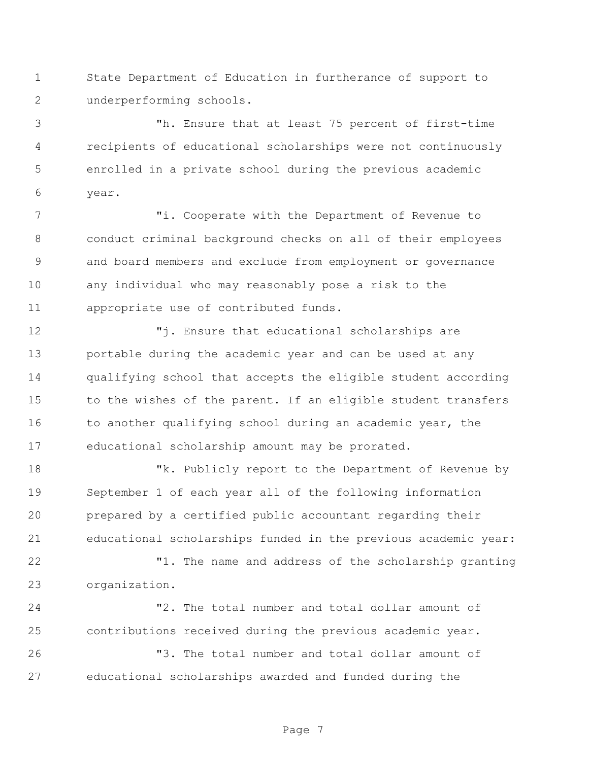State Department of Education in furtherance of support to underperforming schools.

"h. Ensure that at least 75 percent of first-time recipients of educational scholarships were not continuously enrolled in a private school during the previous academic year.

"i. Cooperate with the Department of Revenue to conduct criminal background checks on all of their employees and board members and exclude from employment or governance any individual who may reasonably pose a risk to the appropriate use of contributed funds.

"j. Ensure that educational scholarships are portable during the academic year and can be used at any qualifying school that accepts the eligible student according to the wishes of the parent. If an eligible student transfers to another qualifying school during an academic year, the educational scholarship amount may be prorated.

"k. Publicly report to the Department of Revenue by September 1 of each year all of the following information prepared by a certified public accountant regarding their educational scholarships funded in the previous academic year:

"1. The name and address of the scholarship granting organization.

"2. The total number and total dollar amount of contributions received during the previous academic year.

"3. The total number and total dollar amount of educational scholarships awarded and funded during the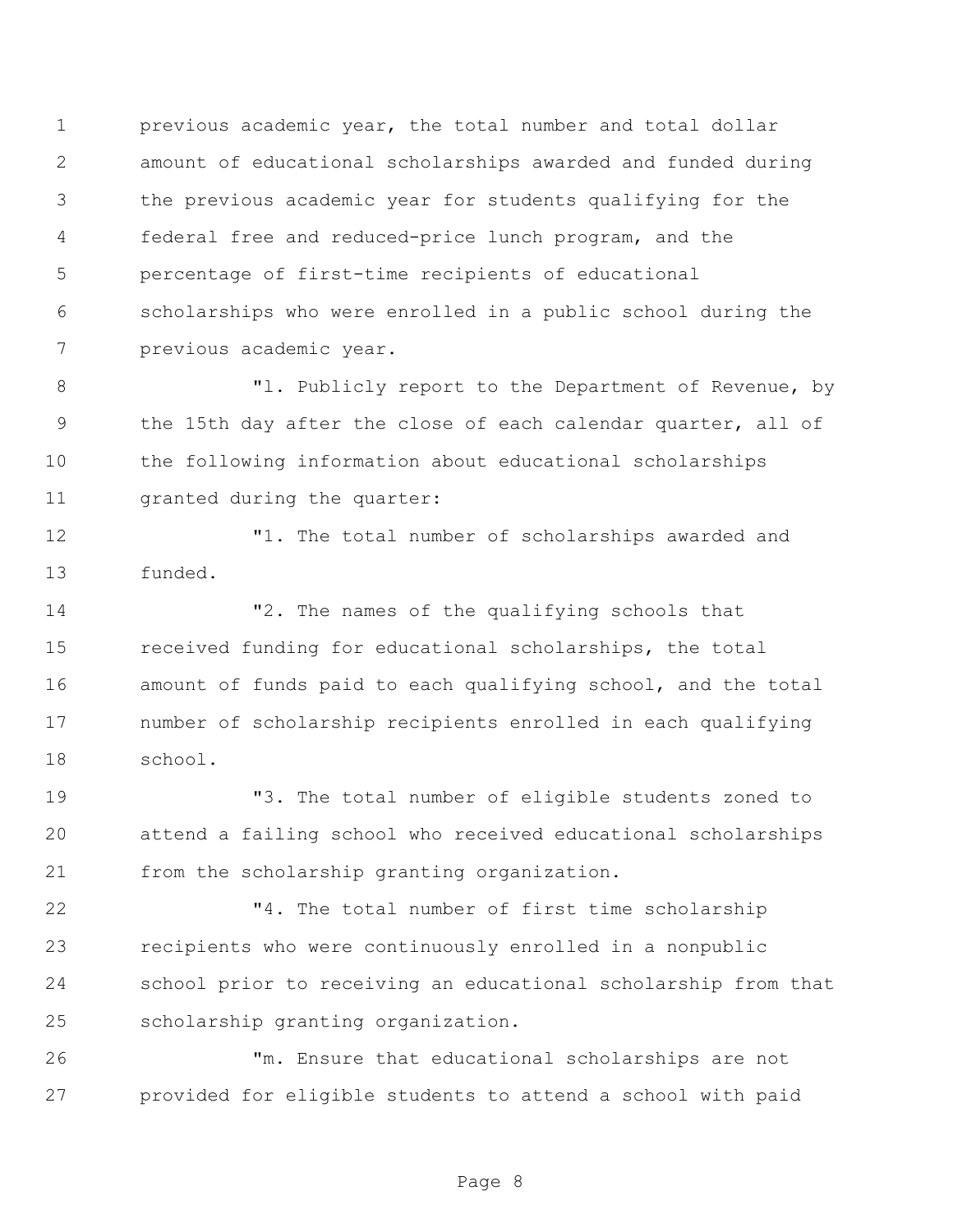previous academic year, the total number and total dollar amount of educational scholarships awarded and funded during the previous academic year for students qualifying for the federal free and reduced-price lunch program, and the percentage of first-time recipients of educational scholarships who were enrolled in a public school during the previous academic year.

"l. Publicly report to the Department of Revenue, by the 15th day after the close of each calendar quarter, all of the following information about educational scholarships granted during the quarter:

"1. The total number of scholarships awarded and funded.

"2. The names of the qualifying schools that received funding for educational scholarships, the total amount of funds paid to each qualifying school, and the total number of scholarship recipients enrolled in each qualifying school.

"3. The total number of eligible students zoned to attend a failing school who received educational scholarships from the scholarship granting organization.

"4. The total number of first time scholarship recipients who were continuously enrolled in a nonpublic school prior to receiving an educational scholarship from that scholarship granting organization.

"m. Ensure that educational scholarships are not provided for eligible students to attend a school with paid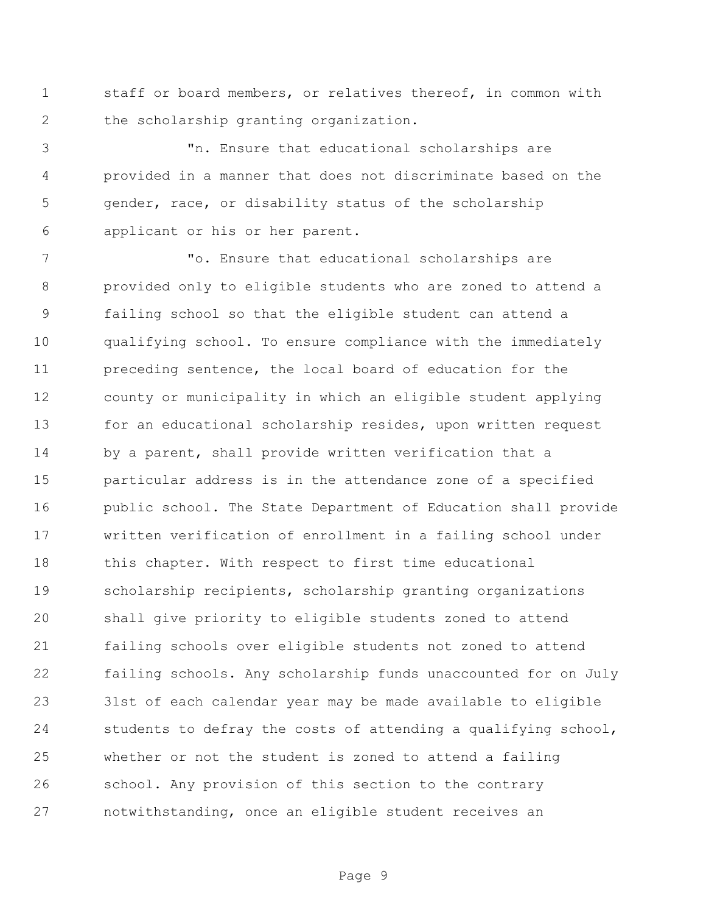staff or board members, or relatives thereof, in common with the scholarship granting organization.

"n. Ensure that educational scholarships are provided in a manner that does not discriminate based on the gender, race, or disability status of the scholarship applicant or his or her parent.

"o. Ensure that educational scholarships are provided only to eligible students who are zoned to attend a failing school so that the eligible student can attend a qualifying school. To ensure compliance with the immediately preceding sentence, the local board of education for the county or municipality in which an eligible student applying for an educational scholarship resides, upon written request by a parent, shall provide written verification that a particular address is in the attendance zone of a specified public school. The State Department of Education shall provide written verification of enrollment in a failing school under this chapter. With respect to first time educational scholarship recipients, scholarship granting organizations shall give priority to eligible students zoned to attend failing schools over eligible students not zoned to attend failing schools. Any scholarship funds unaccounted for on July 31st of each calendar year may be made available to eligible students to defray the costs of attending a qualifying school, whether or not the student is zoned to attend a failing school. Any provision of this section to the contrary notwithstanding, once an eligible student receives an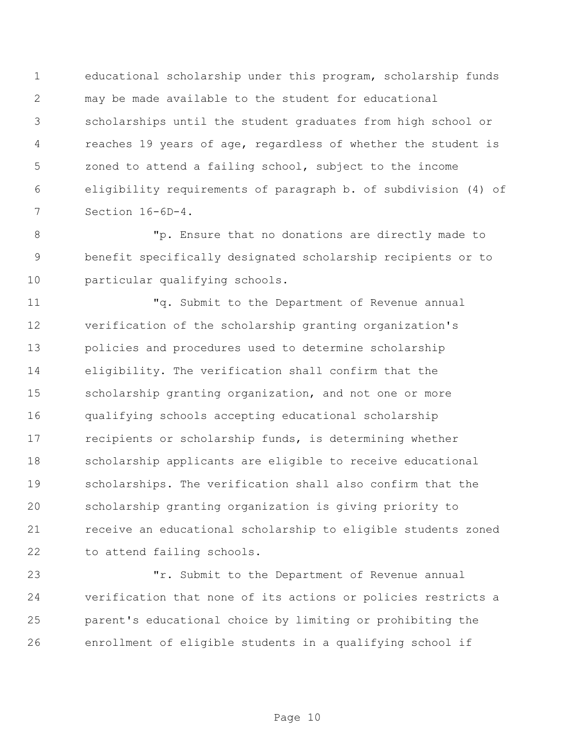educational scholarship under this program, scholarship funds may be made available to the student for educational scholarships until the student graduates from high school or reaches 19 years of age, regardless of whether the student is zoned to attend a failing school, subject to the income eligibility requirements of paragraph b. of subdivision (4) of Section 16-6D-4.

"p. Ensure that no donations are directly made to benefit specifically designated scholarship recipients or to particular qualifying schools.

"q. Submit to the Department of Revenue annual verification of the scholarship granting organization's policies and procedures used to determine scholarship eligibility. The verification shall confirm that the scholarship granting organization, and not one or more qualifying schools accepting educational scholarship recipients or scholarship funds, is determining whether scholarship applicants are eligible to receive educational scholarships. The verification shall also confirm that the scholarship granting organization is giving priority to receive an educational scholarship to eligible students zoned to attend failing schools.

"r. Submit to the Department of Revenue annual verification that none of its actions or policies restricts a parent's educational choice by limiting or prohibiting the enrollment of eligible students in a qualifying school if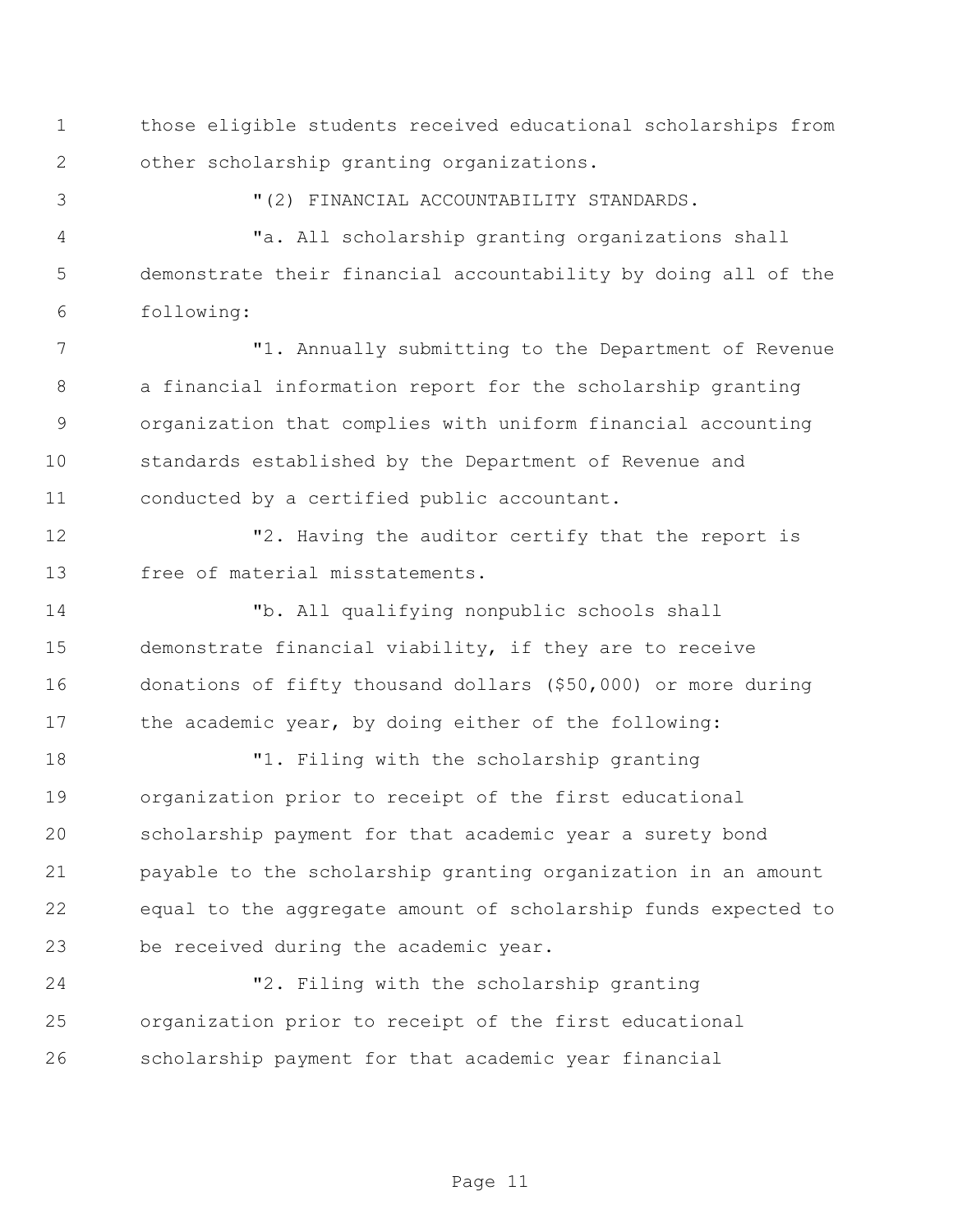those eligible students received educational scholarships from other scholarship granting organizations.

"(2) FINANCIAL ACCOUNTABILITY STANDARDS.

"a. All scholarship granting organizations shall demonstrate their financial accountability by doing all of the following:

"1. Annually submitting to the Department of Revenue a financial information report for the scholarship granting organization that complies with uniform financial accounting standards established by the Department of Revenue and conducted by a certified public accountant.

"2. Having the auditor certify that the report is free of material misstatements.

"b. All qualifying nonpublic schools shall demonstrate financial viability, if they are to receive donations of fifty thousand dollars ($50,000) or more during the academic year, by doing either of the following:

"1. Filing with the scholarship granting organization prior to receipt of the first educational scholarship payment for that academic year a surety bond payable to the scholarship granting organization in an amount equal to the aggregate amount of scholarship funds expected to be received during the academic year.

"2. Filing with the scholarship granting organization prior to receipt of the first educational scholarship payment for that academic year financial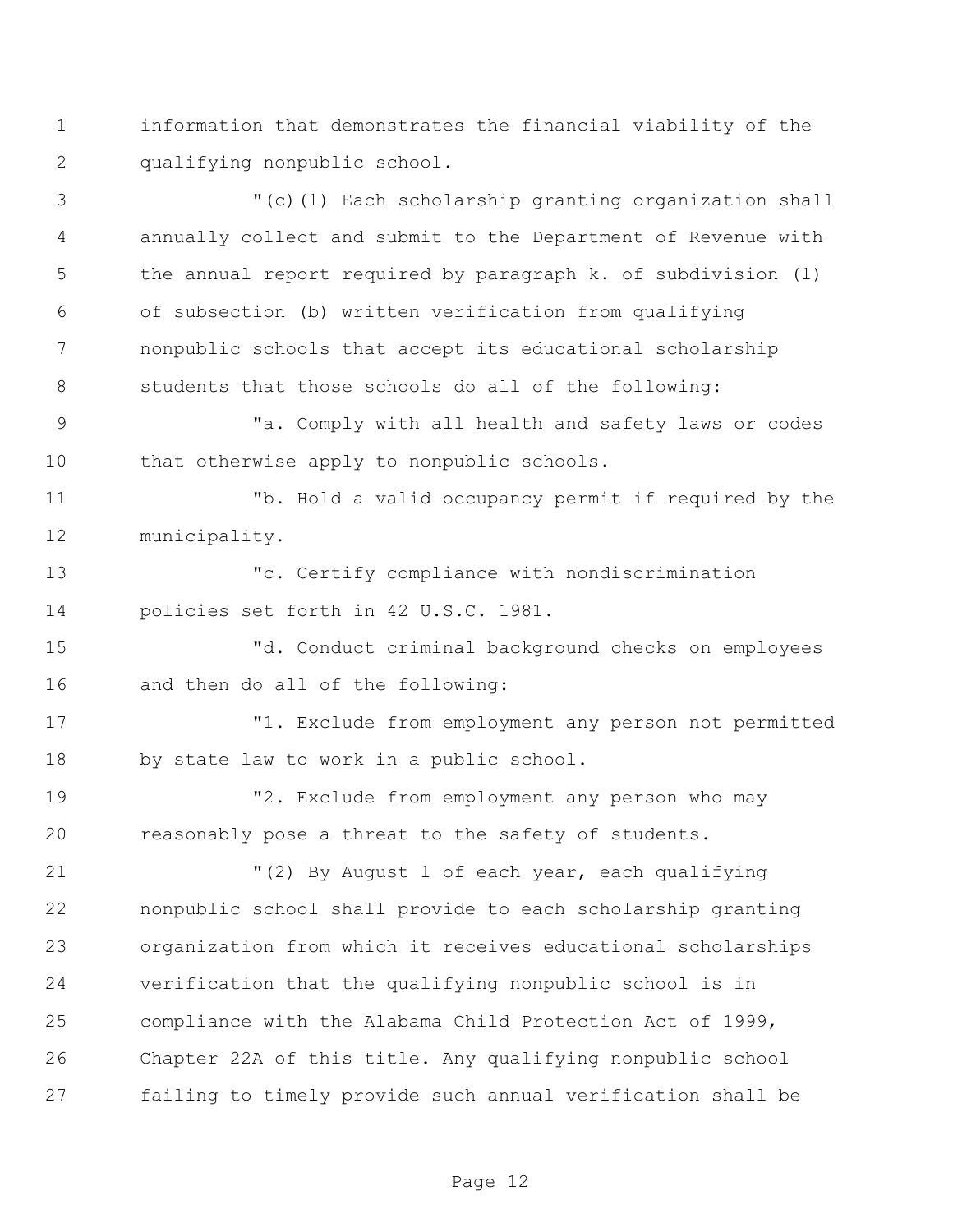information that demonstrates the financial viability of the qualifying nonpublic school.

"(c)(1) Each scholarship granting organization shall annually collect and submit to the Department of Revenue with the annual report required by paragraph k. of subdivision (1) of subsection (b) written verification from qualifying nonpublic schools that accept its educational scholarship students that those schools do all of the following:

"a. Comply with all health and safety laws or codes that otherwise apply to nonpublic schools.

"b. Hold a valid occupancy permit if required by the municipality.

"c. Certify compliance with nondiscrimination policies set forth in 42 U.S.C. 1981.

"d. Conduct criminal background checks on employees and then do all of the following:

"1. Exclude from employment any person not permitted by state law to work in a public school.

"2. Exclude from employment any person who may reasonably pose a threat to the safety of students.

"(2) By August 1 of each year, each qualifying nonpublic school shall provide to each scholarship granting organization from which it receives educational scholarships verification that the qualifying nonpublic school is in compliance with the Alabama Child Protection Act of 1999, Chapter 22A of this title. Any qualifying nonpublic school failing to timely provide such annual verification shall be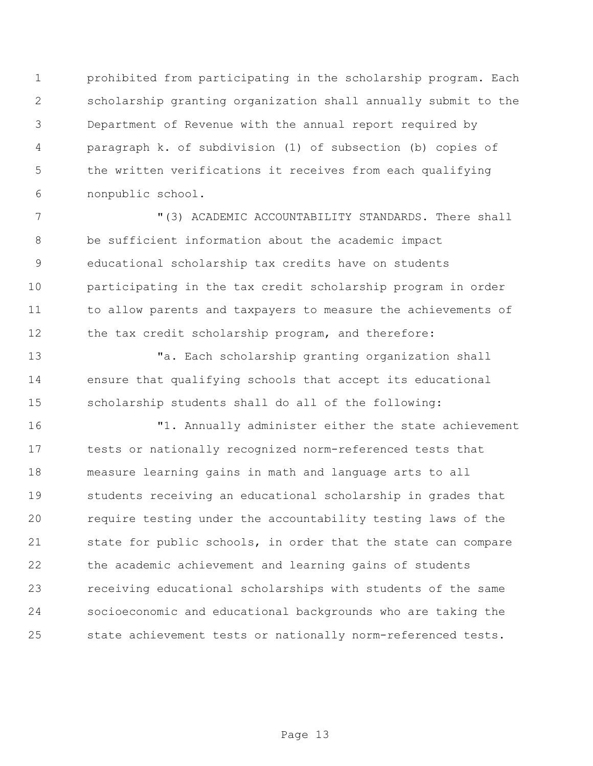prohibited from participating in the scholarship program. Each scholarship granting organization shall annually submit to the Department of Revenue with the annual report required by paragraph k. of subdivision (1) of subsection (b) copies of the written verifications it receives from each qualifying nonpublic school.

"(3) ACADEMIC ACCOUNTABILITY STANDARDS. There shall be sufficient information about the academic impact educational scholarship tax credits have on students participating in the tax credit scholarship program in order to allow parents and taxpayers to measure the achievements of the tax credit scholarship program, and therefore:

"a. Each scholarship granting organization shall ensure that qualifying schools that accept its educational scholarship students shall do all of the following:

"1. Annually administer either the state achievement tests or nationally recognized norm-referenced tests that measure learning gains in math and language arts to all students receiving an educational scholarship in grades that require testing under the accountability testing laws of the state for public schools, in order that the state can compare the academic achievement and learning gains of students receiving educational scholarships with students of the same socioeconomic and educational backgrounds who are taking the state achievement tests or nationally norm-referenced tests.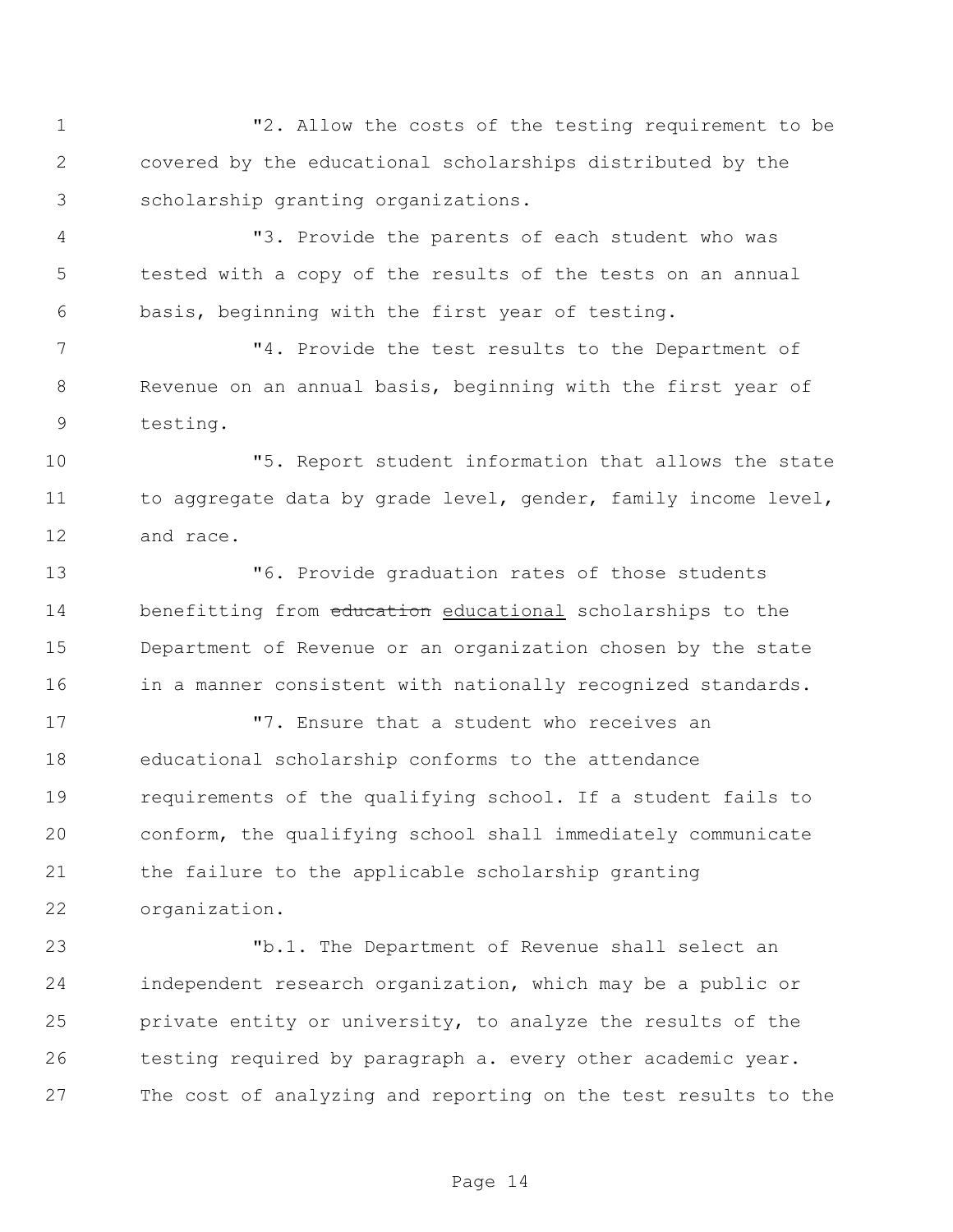"2. Allow the costs of the testing requirement to be covered by the educational scholarships distributed by the scholarship granting organizations.

"3. Provide the parents of each student who was tested with a copy of the results of the tests on an annual basis, beginning with the first year of testing.

"4. Provide the test results to the Department of Revenue on an annual basis, beginning with the first year of testing.

"5. Report student information that allows the state to aggregate data by grade level, gender, family income level, and race.

"6. Provide graduation rates of those students benefitting from ~~education~~ educational scholarships to the Department of Revenue or an organization chosen by the state in a manner consistent with nationally recognized standards.

"7. Ensure that a student who receives an educational scholarship conforms to the attendance requirements of the qualifying school. If a student fails to conform, the qualifying school shall immediately communicate the failure to the applicable scholarship granting organization.

"b.1. The Department of Revenue shall select an independent research organization, which may be a public or private entity or university, to analyze the results of the testing required by paragraph a. every other academic year. The cost of analyzing and reporting on the test results to the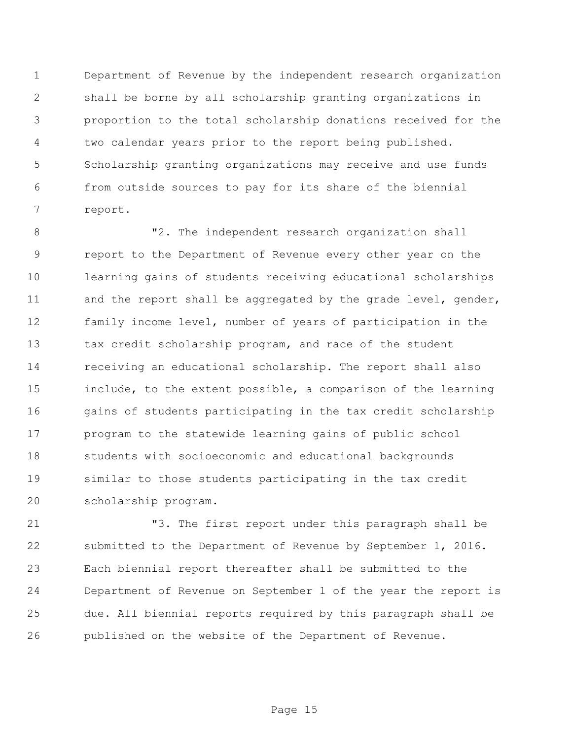Department of Revenue by the independent research organization shall be borne by all scholarship granting organizations in proportion to the total scholarship donations received for the two calendar years prior to the report being published. Scholarship granting organizations may receive and use funds from outside sources to pay for its share of the biennial report.

"2. The independent research organization shall report to the Department of Revenue every other year on the learning gains of students receiving educational scholarships and the report shall be aggregated by the grade level, gender, family income level, number of years of participation in the tax credit scholarship program, and race of the student receiving an educational scholarship. The report shall also include, to the extent possible, a comparison of the learning gains of students participating in the tax credit scholarship program to the statewide learning gains of public school students with socioeconomic and educational backgrounds similar to those students participating in the tax credit scholarship program.

"3. The first report under this paragraph shall be submitted to the Department of Revenue by September 1, 2016. Each biennial report thereafter shall be submitted to the Department of Revenue on September 1 of the year the report is due. All biennial reports required by this paragraph shall be published on the website of the Department of Revenue.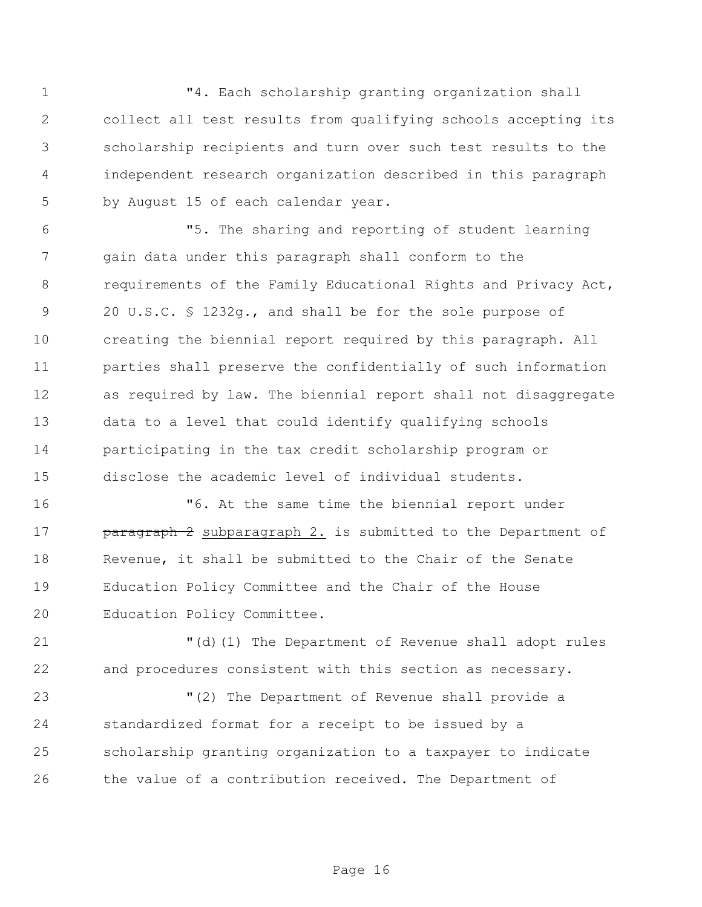"4. Each scholarship granting organization shall collect all test results from qualifying schools accepting its scholarship recipients and turn over such test results to the independent research organization described in this paragraph by August 15 of each calendar year.

"5. The sharing and reporting of student learning gain data under this paragraph shall conform to the requirements of the Family Educational Rights and Privacy Act, 20 U.S.C. § 1232g., and shall be for the sole purpose of creating the biennial report required by this paragraph. All parties shall preserve the confidentially of such information as required by law. The biennial report shall not disaggregate data to a level that could identify qualifying schools participating in the tax credit scholarship program or disclose the academic level of individual students.

"6. At the same time the biennial report under ~~paragraph 2~~ subparagraph 2. is submitted to the Department of Revenue, it shall be submitted to the Chair of the Senate Education Policy Committee and the Chair of the House Education Policy Committee.

"(d)(1) The Department of Revenue shall adopt rules and procedures consistent with this section as necessary.

"(2) The Department of Revenue shall provide a standardized format for a receipt to be issued by a scholarship granting organization to a taxpayer to indicate the value of a contribution received. The Department of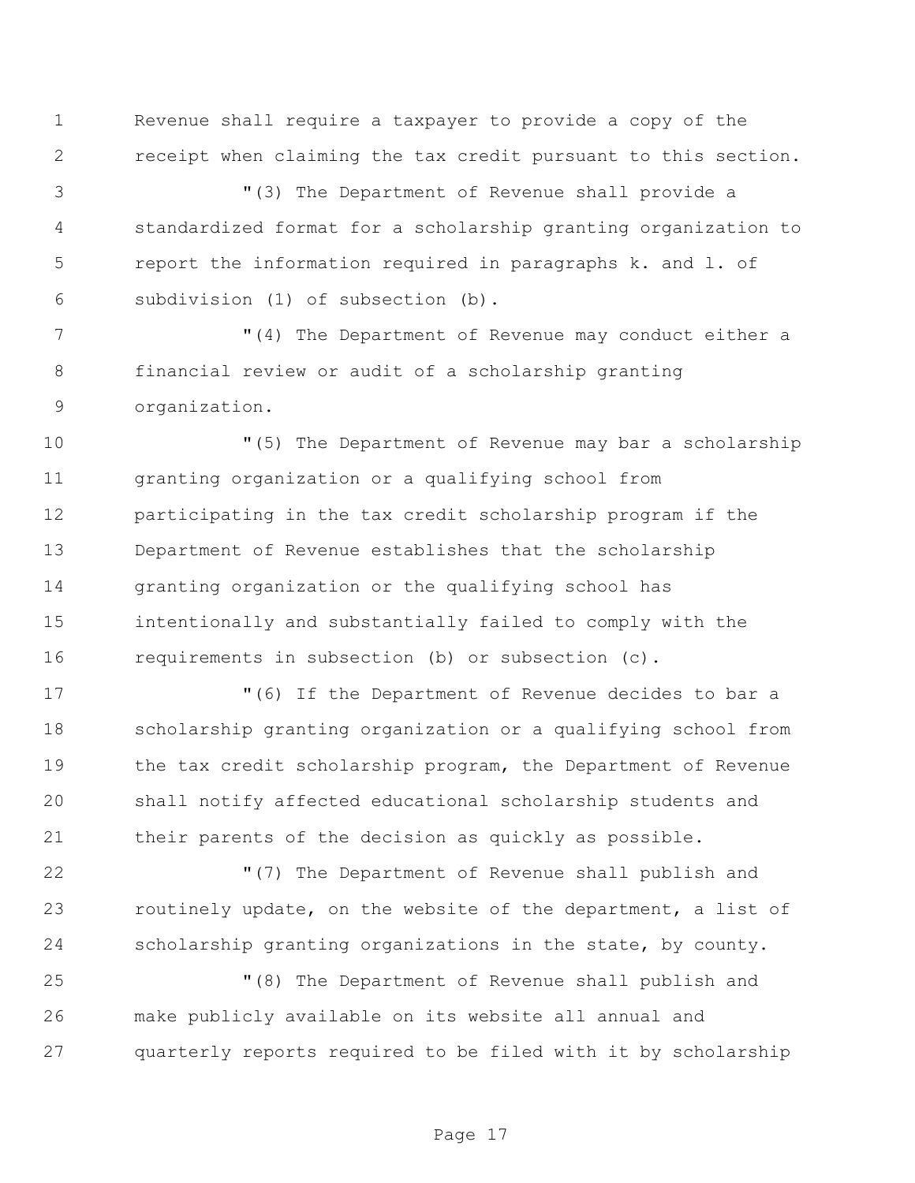Revenue shall require a taxpayer to provide a copy of the receipt when claiming the tax credit pursuant to this section.

"(3) The Department of Revenue shall provide a standardized format for a scholarship granting organization to report the information required in paragraphs k. and l. of subdivision (1) of subsection (b).

"(4) The Department of Revenue may conduct either a financial review or audit of a scholarship granting organization.

"(5) The Department of Revenue may bar a scholarship granting organization or a qualifying school from participating in the tax credit scholarship program if the Department of Revenue establishes that the scholarship granting organization or the qualifying school has intentionally and substantially failed to comply with the requirements in subsection (b) or subsection (c).

"(6) If the Department of Revenue decides to bar a scholarship granting organization or a qualifying school from the tax credit scholarship program, the Department of Revenue shall notify affected educational scholarship students and their parents of the decision as quickly as possible.

"(7) The Department of Revenue shall publish and routinely update, on the website of the department, a list of scholarship granting organizations in the state, by county.

"(8) The Department of Revenue shall publish and make publicly available on its website all annual and quarterly reports required to be filed with it by scholarship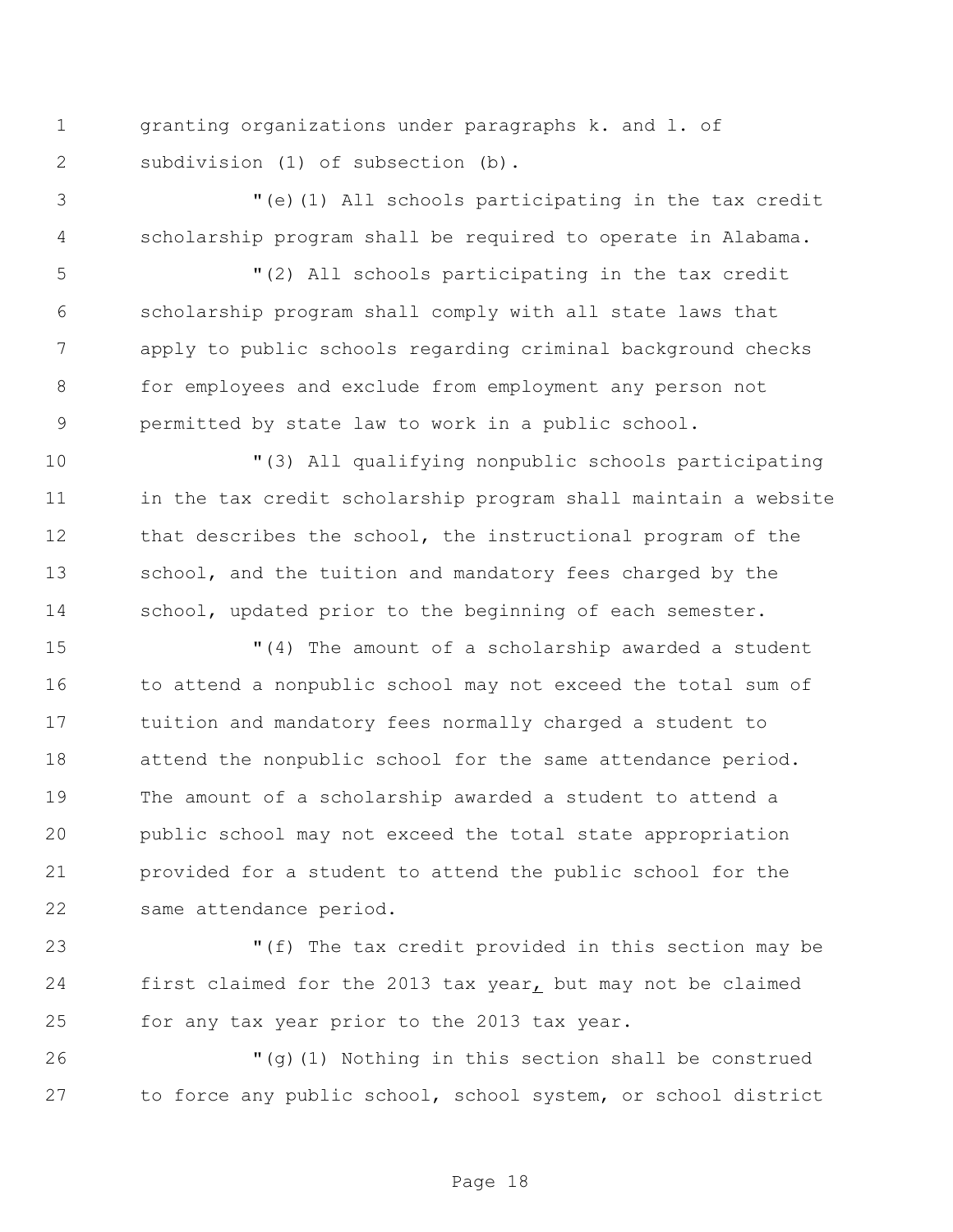granting organizations under paragraphs k. and l. of subdivision (1) of subsection (b).

"(e)(1) All schools participating in the tax credit scholarship program shall be required to operate in Alabama.

"(2) All schools participating in the tax credit scholarship program shall comply with all state laws that apply to public schools regarding criminal background checks for employees and exclude from employment any person not permitted by state law to work in a public school.

"(3) All qualifying nonpublic schools participating in the tax credit scholarship program shall maintain a website that describes the school, the instructional program of the school, and the tuition and mandatory fees charged by the school, updated prior to the beginning of each semester.

"(4) The amount of a scholarship awarded a student to attend a nonpublic school may not exceed the total sum of tuition and mandatory fees normally charged a student to attend the nonpublic school for the same attendance period. The amount of a scholarship awarded a student to attend a public school may not exceed the total state appropriation provided for a student to attend the public school for the same attendance period.

"(f) The tax credit provided in this section may be first claimed for the 2013 tax year, but may not be claimed for any tax year prior to the 2013 tax year.

"(g)(1) Nothing in this section shall be construed to force any public school, school system, or school district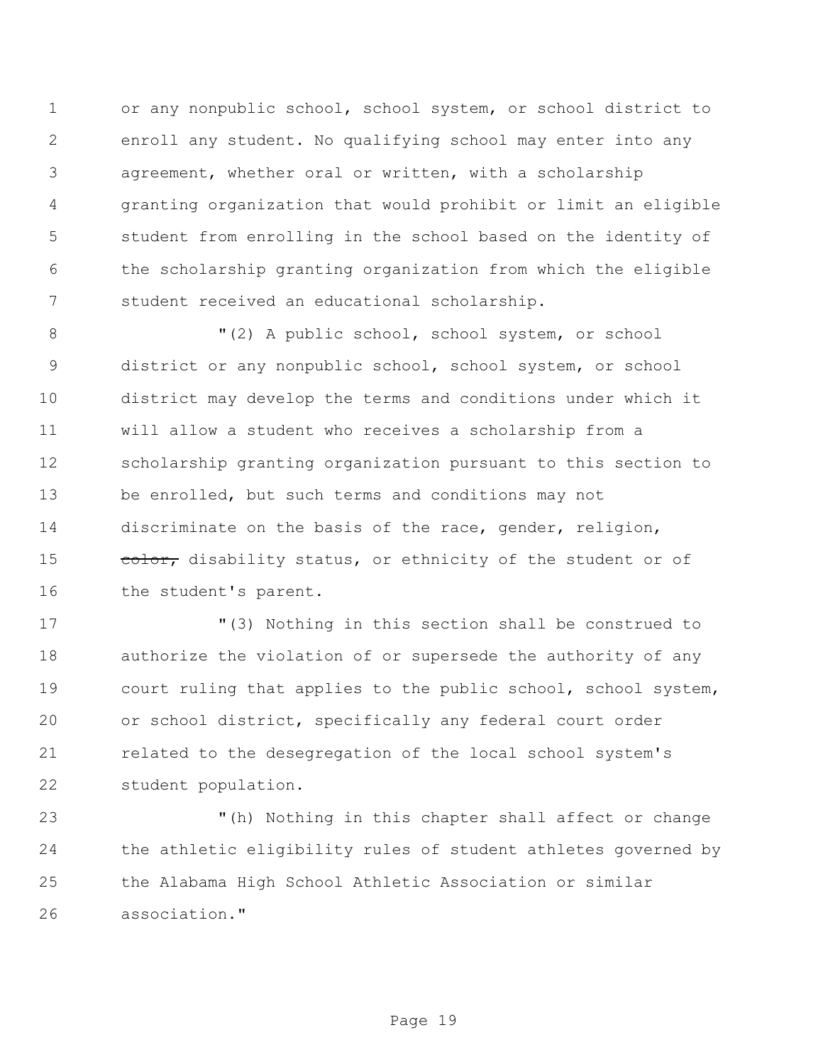or any nonpublic school, school system, or school district to enroll any student. No qualifying school may enter into any agreement, whether oral or written, with a scholarship granting organization that would prohibit or limit an eligible student from enrolling in the school based on the identity of the scholarship granting organization from which the eligible student received an educational scholarship.

"(2) A public school, school system, or school district or any nonpublic school, school system, or school district may develop the terms and conditions under which it will allow a student who receives a scholarship from a scholarship granting organization pursuant to this section to be enrolled, but such terms and conditions may not discriminate on the basis of the race, gender, religion, ~~color,~~ disability status, or ethnicity of the student or of the student's parent.

"(3) Nothing in this section shall be construed to authorize the violation of or supersede the authority of any court ruling that applies to the public school, school system, or school district, specifically any federal court order related to the desegregation of the local school system's student population.

"(h) Nothing in this chapter shall affect or change the athletic eligibility rules of student athletes governed by the Alabama High School Athletic Association or similar association."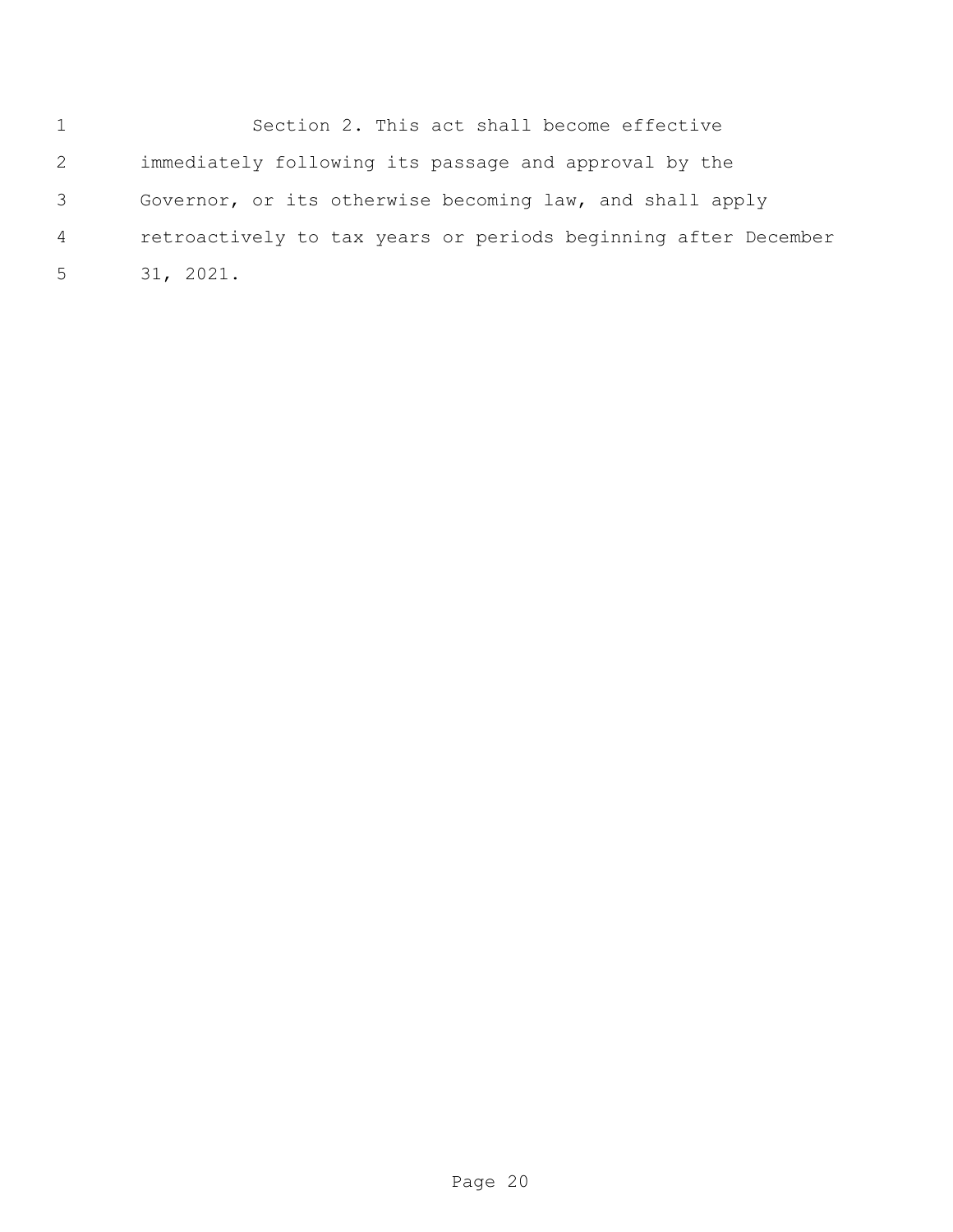Section 2. This act shall become effective immediately following its passage and approval by the Governor, or its otherwise becoming law, and shall apply retroactively to tax years or periods beginning after December 31, 2021.